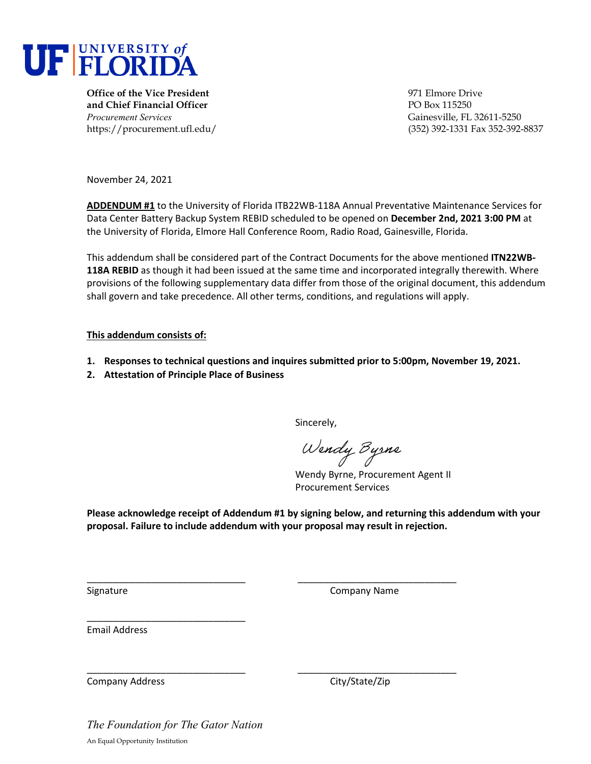# UF | UNIVERSITY of FLORIDA

**Office of the Vice President and Chief Financial Officer**
*Procurement Services*
https://procurement.ufl.edu/

971 Elmore Drive
PO Box 115250
Gainesville, FL 32611-5250
(352) 392-1331 Fax 352-392-8837

November 24, 2021

**ADDENDUM #1** to the University of Florida ITB22WB-118A Annual Preventative Maintenance Services for Data Center Battery Backup System REBID scheduled to be opened on **December 2nd, 2021 3:00 PM** at the University of Florida, Elmore Hall Conference Room, Radio Road, Gainesville, Florida.

This addendum shall be considered part of the Contract Documents for the above mentioned **ITN22WB-118A REBID** as though it had been issued at the same time and incorporated integrally therewith. Where provisions of the following supplementary data differ from those of the original document, this addendum shall govern and take precedence. All other terms, conditions, and regulations will apply.

**This addendum consists of:**

1. **Responses to technical questions and inquires submitted prior to 5:00pm, November 19, 2021.**
2. **Attestation of Principle Place of Business**

Sincerely,

*Wendy Byrne*

Wendy Byrne, Procurement Agent II
Procurement Services

**Please acknowledge receipt of Addendum #1 by signing below, and returning this addendum with your proposal. Failure to include addendum with your proposal may result in rejection.**

______________________________ ______________________________
Signature Company Name

______________________________
Email Address

______________________________ ______________________________
Company Address City/State/Zip

*The Foundation for The Gator Nation*

An Equal Opportunity Institution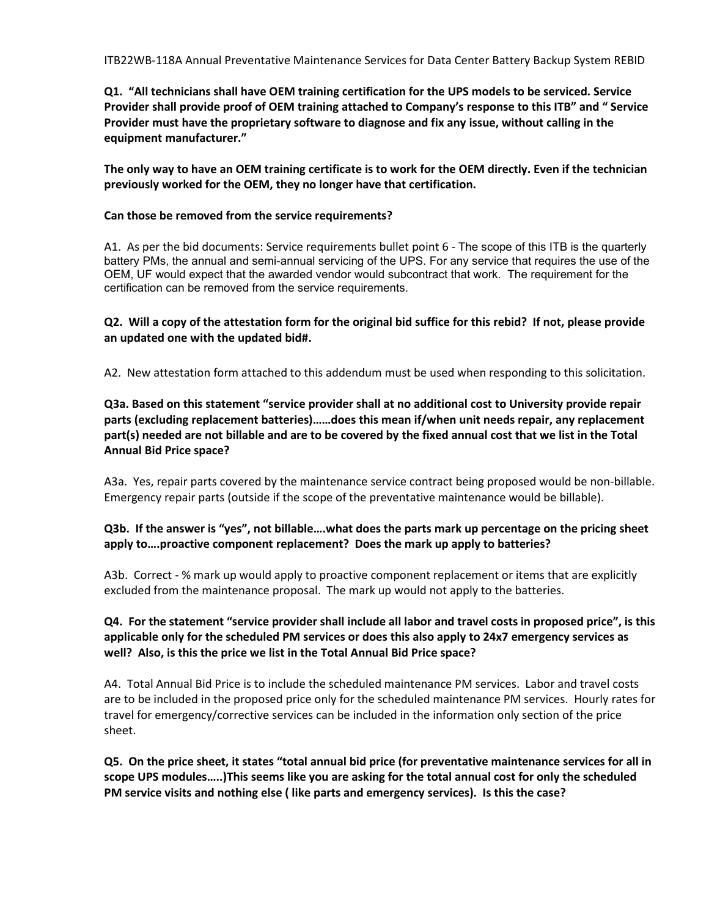ITB22WB-118A Annual Preventative Maintenance Services for Data Center Battery Backup System REBID

**Q1. "All technicians shall have OEM training certification for the UPS models to be serviced. Service Provider shall provide proof of OEM training attached to Company's response to this ITB" and " Service Provider must have the proprietary software to diagnose and fix any issue, without calling in the equipment manufacturer."**

**The only way to have an OEM training certificate is to work for the OEM directly. Even if the technician previously worked for the OEM, they no longer have that certification.**

**Can those be removed from the service requirements?**

A1. As per the bid documents: Service requirements bullet point 6 - The scope of this ITB is the quarterly battery PMs, the annual and semi-annual servicing of the UPS. For any service that requires the use of the OEM, UF would expect that the awarded vendor would subcontract that work. The requirement for the certification can be removed from the service requirements.

**Q2. Will a copy of the attestation form for the original bid suffice for this rebid? If not, please provide an updated one with the updated bid#.**

A2. New attestation form attached to this addendum must be used when responding to this solicitation.

**Q3a. Based on this statement "service provider shall at no additional cost to University provide repair parts (excluding replacement batteries)……does this mean if/when unit needs repair, any replacement part(s) needed are not billable and are to be covered by the fixed annual cost that we list in the Total Annual Bid Price space?**

A3a. Yes, repair parts covered by the maintenance service contract being proposed would be non-billable. Emergency repair parts (outside if the scope of the preventative maintenance would be billable).

**Q3b. If the answer is "yes", not billable….what does the parts mark up percentage on the pricing sheet apply to….proactive component replacement? Does the mark up apply to batteries?**

A3b. Correct - % mark up would apply to proactive component replacement or items that are explicitly excluded from the maintenance proposal. The mark up would not apply to the batteries.

**Q4. For the statement "service provider shall include all labor and travel costs in proposed price", is this applicable only for the scheduled PM services or does this also apply to 24x7 emergency services as well? Also, is this the price we list in the Total Annual Bid Price space?**

A4. Total Annual Bid Price is to include the scheduled maintenance PM services. Labor and travel costs are to be included in the proposed price only for the scheduled maintenance PM services. Hourly rates for travel for emergency/corrective services can be included in the information only section of the price sheet.

**Q5. On the price sheet, it states "total annual bid price (for preventative maintenance services for all in scope UPS modules…..)This seems like you are asking for the total annual cost for only the scheduled PM service visits and nothing else ( like parts and emergency services). Is this the case?**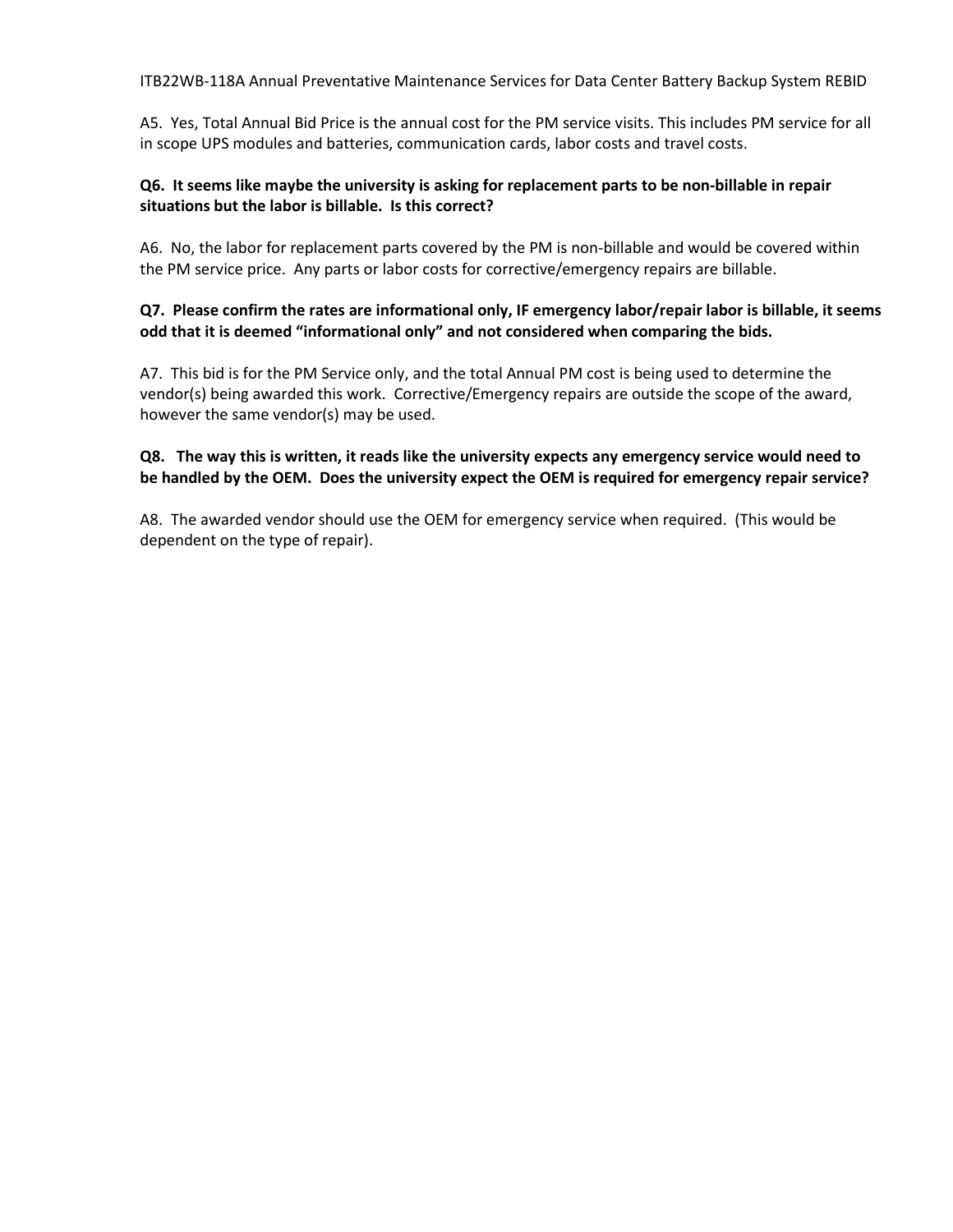A5. Yes, Total Annual Bid Price is the annual cost for the PM service visits. This includes PM service for all in scope UPS modules and batteries, communication cards, labor costs and travel costs.

**Q6. It seems like maybe the university is asking for replacement parts to be non-billable in repair situations but the labor is billable. Is this correct?**

A6. No, the labor for replacement parts covered by the PM is non-billable and would be covered within the PM service price. Any parts or labor costs for corrective/emergency repairs are billable.

**Q7. Please confirm the rates are informational only, IF emergency labor/repair labor is billable, it seems odd that it is deemed "informational only" and not considered when comparing the bids.**

A7. This bid is for the PM Service only, and the total Annual PM cost is being used to determine the vendor(s) being awarded this work. Corrective/Emergency repairs are outside the scope of the award, however the same vendor(s) may be used.

**Q8. The way this is written, it reads like the university expects any emergency service would need to be handled by the OEM. Does the university expect the OEM is required for emergency repair service?**

A8. The awarded vendor should use the OEM for emergency service when required. (This would be dependent on the type of repair).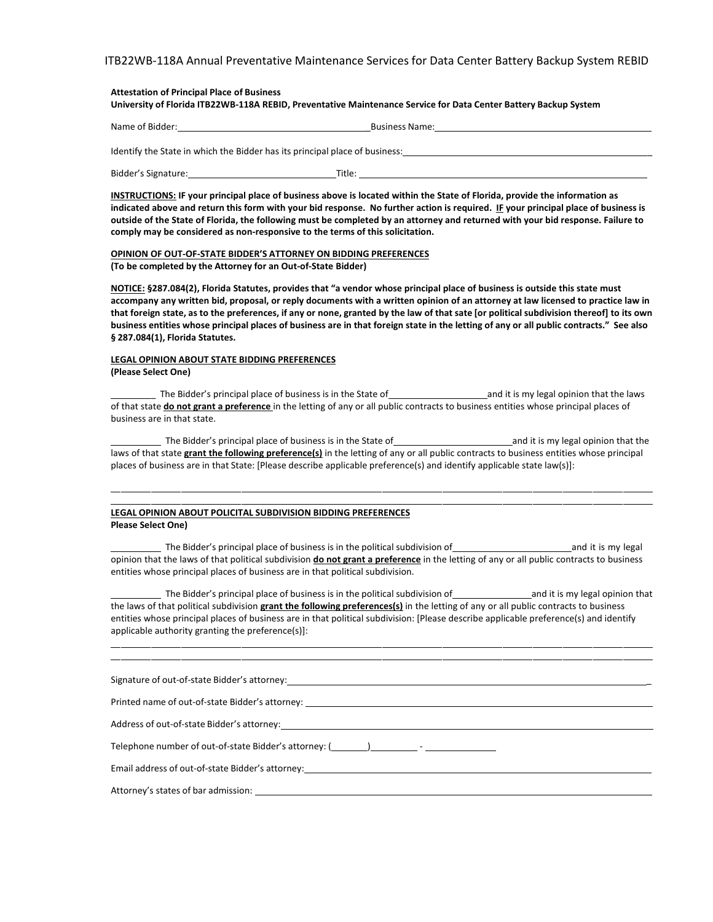ITB22WB-118A Annual Preventative Maintenance Services for Data Center Battery Backup System REBID

**Attestation of Principal Place of Business**
**University of Florida ITB22WB-118A REBID, Preventative Maintenance Service for Data Center Battery Backup System**

Name of Bidder: ______________________________ Business Name: ______________________________

Identify the State in which the Bidder has its principal place of business: ______________________________

Bidder's Signature: ______________________________ Title: ______________________________

**INSTRUCTIONS: IF your principal place of business above is located within the State of Florida, provide the information as indicated above and return this form with your bid response. No further action is required. IF your principal place of business is outside of the State of Florida, the following must be completed by an attorney and returned with your bid response. Failure to comply may be considered as non-responsive to the terms of this solicitation.**

**OPINION OF OUT-OF-STATE BIDDER'S ATTORNEY ON BIDDING PREFERENCES**
**(To be completed by the Attorney for an Out-of-State Bidder)**

**NOTICE: §287.084(2), Florida Statutes, provides that "a vendor whose principal place of business is outside this state must accompany any written bid, proposal, or reply documents with a written opinion of an attorney at law licensed to practice law in that foreign state, as to the preferences, if any or none, granted by the law of that sate [or political subdivision thereof] to its own business entities whose principal places of business are in that foreign state in the letting of any or all public contracts." See also § 287.084(1), Florida Statutes.**

**LEGAL OPINION ABOUT STATE BIDDING PREFERENCES**
**(Please Select One)**

________ The Bidder's principal place of business is in the State of ________________ and it is my legal opinion that the laws of that state **do not grant a preference** in the letting of any or all public contracts to business entities whose principal places of business are in that state.

________ The Bidder's principal place of business is in the State of ________________ and it is my legal opinion that the laws of that state **grant the following preference(s)** in the letting of any or all public contracts to business entities whose principal places of business are in that State: [Please describe applicable preference(s) and identify applicable state law(s)]:

______________________________________________________________________________

______________________________________________________________________________

**LEGAL OPINION ABOUT POLICITAL SUBDIVISION BIDDING PREFERENCES**
**Please Select One)**

________ The Bidder's principal place of business is in the political subdivision of ________________ and it is my legal opinion that the laws of that political subdivision **do not grant a preference** in the letting of any or all public contracts to business entities whose principal places of business are in that political subdivision.

________ The Bidder's principal place of business is in the political subdivision of ________________ and it is my legal opinion that the laws of that political subdivision **grant the following preferences(s)** in the letting of any or all public contracts to business entities whose principal places of business are in that political subdivision: [Please describe applicable preference(s) and identify applicable authority granting the preference(s)]:

______________________________________________________________________________

______________________________________________________________________________

Signature of out-of-state Bidder's attorney: ______________________________

Printed name of out-of-state Bidder's attorney: ______________________________

Address of out-of-state Bidder's attorney: ______________________________

Telephone number of out-of-state Bidder's attorney: (_______)_________ - _____________

Email address of out-of-state Bidder's attorney: ______________________________

Attorney's states of bar admission: ______________________________